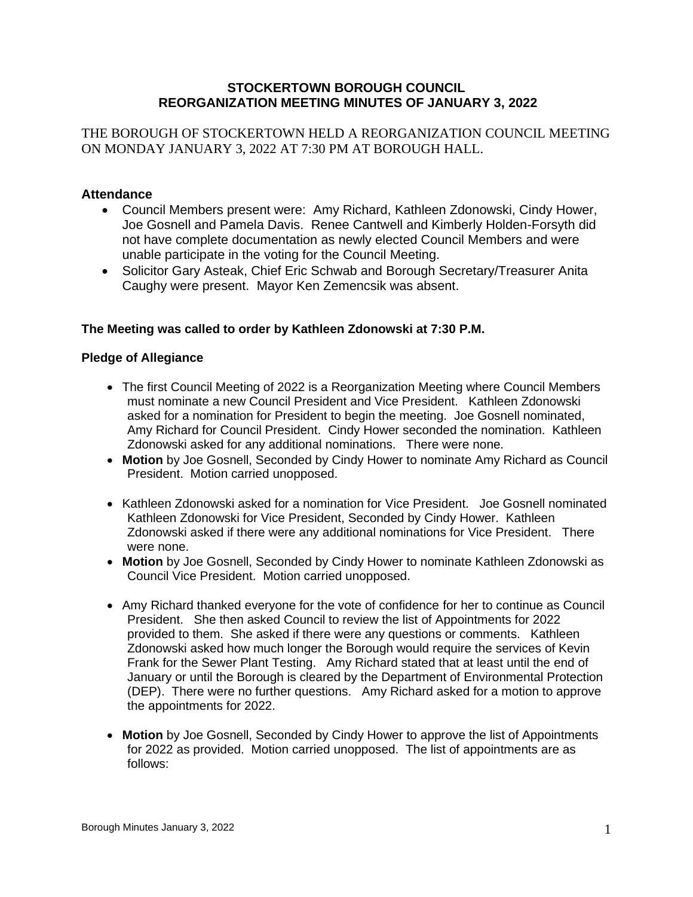**STOCKERTOWN BOROUGH COUNCIL**
**REORGANIZATION MEETING MINUTES OF JANUARY 3, 2022**

THE BOROUGH OF STOCKERTOWN HELD A REORGANIZATION COUNCIL MEETING ON MONDAY JANUARY 3, 2022 AT 7:30 PM AT BOROUGH HALL.

**Attendance**

- Council Members present were: Amy Richard, Kathleen Zdonowski, Cindy Hower, Joe Gosnell and Pamela Davis. Renee Cantwell and Kimberly Holden-Forsyth did not have complete documentation as newly elected Council Members and were unable participate in the voting for the Council Meeting.
- Solicitor Gary Asteak, Chief Eric Schwab and Borough Secretary/Treasurer Anita Caughy were present. Mayor Ken Zemencsik was absent.

**The Meeting was called to order by Kathleen Zdonowski at 7:30 P.M.**

**Pledge of Allegiance**

- The first Council Meeting of 2022 is a Reorganization Meeting where Council Members must nominate a new Council President and Vice President. Kathleen Zdonowski asked for a nomination for President to begin the meeting. Joe Gosnell nominated, Amy Richard for Council President. Cindy Hower seconded the nomination. Kathleen Zdonowski asked for any additional nominations. There were none.
- **Motion** by Joe Gosnell, Seconded by Cindy Hower to nominate Amy Richard as Council President. Motion carried unopposed.

- Kathleen Zdonowski asked for a nomination for Vice President. Joe Gosnell nominated Kathleen Zdonowski for Vice President, Seconded by Cindy Hower. Kathleen Zdonowski asked if there were any additional nominations for Vice President. There were none.
- **Motion** by Joe Gosnell, Seconded by Cindy Hower to nominate Kathleen Zdonowski as Council Vice President. Motion carried unopposed.

- Amy Richard thanked everyone for the vote of confidence for her to continue as Council President. She then asked Council to review the list of Appointments for 2022 provided to them. She asked if there were any questions or comments. Kathleen Zdonowski asked how much longer the Borough would require the services of Kevin Frank for the Sewer Plant Testing. Amy Richard stated that at least until the end of January or until the Borough is cleared by the Department of Environmental Protection (DEP). There were no further questions. Amy Richard asked for a motion to approve the appointments for 2022.

- **Motion** by Joe Gosnell, Seconded by Cindy Hower to approve the list of Appointments for 2022 as provided. Motion carried unopposed. The list of appointments are as follows: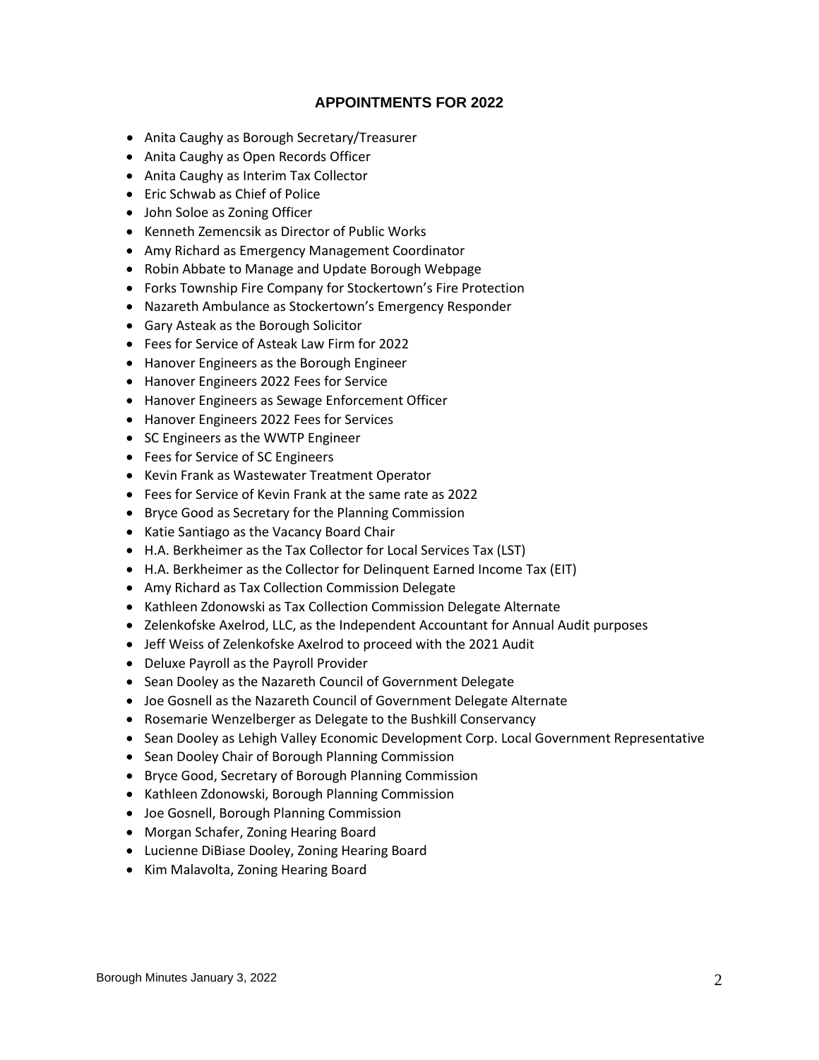## APPOINTMENTS FOR 2022

- Anita Caughy as Borough Secretary/Treasurer
- Anita Caughy as Open Records Officer
- Anita Caughy as Interim Tax Collector
- Eric Schwab as Chief of Police
- John Soloe as Zoning Officer
- Kenneth Zemencsik as Director of Public Works
- Amy Richard as Emergency Management Coordinator
- Robin Abbate to Manage and Update Borough Webpage
- Forks Township Fire Company for Stockertown's Fire Protection
- Nazareth Ambulance as Stockertown's Emergency Responder
- Gary Asteak as the Borough Solicitor
- Fees for Service of Asteak Law Firm for 2022
- Hanover Engineers as the Borough Engineer
- Hanover Engineers 2022 Fees for Service
- Hanover Engineers as Sewage Enforcement Officer
- Hanover Engineers 2022 Fees for Services
- SC Engineers as the WWTP Engineer
- Fees for Service of SC Engineers
- Kevin Frank as Wastewater Treatment Operator
- Fees for Service of Kevin Frank at the same rate as 2022
- Bryce Good as Secretary for the Planning Commission
- Katie Santiago as the Vacancy Board Chair
- H.A. Berkheimer as the Tax Collector for Local Services Tax (LST)
- H.A. Berkheimer as the Collector for Delinquent Earned Income Tax (EIT)
- Amy Richard as Tax Collection Commission Delegate
- Kathleen Zdonowski as Tax Collection Commission Delegate Alternate
- Zelenkofske Axelrod, LLC, as the Independent Accountant for Annual Audit purposes
- Jeff Weiss of Zelenkofske Axelrod to proceed with the 2021 Audit
- Deluxe Payroll as the Payroll Provider
- Sean Dooley as the Nazareth Council of Government Delegate
- Joe Gosnell as the Nazareth Council of Government Delegate Alternate
- Rosemarie Wenzelberger as Delegate to the Bushkill Conservancy
- Sean Dooley as Lehigh Valley Economic Development Corp. Local Government Representative
- Sean Dooley Chair of Borough Planning Commission
- Bryce Good, Secretary of Borough Planning Commission
- Kathleen Zdonowski, Borough Planning Commission
- Joe Gosnell, Borough Planning Commission
- Morgan Schafer, Zoning Hearing Board
- Lucienne DiBiase Dooley, Zoning Hearing Board
- Kim Malavolta, Zoning Hearing Board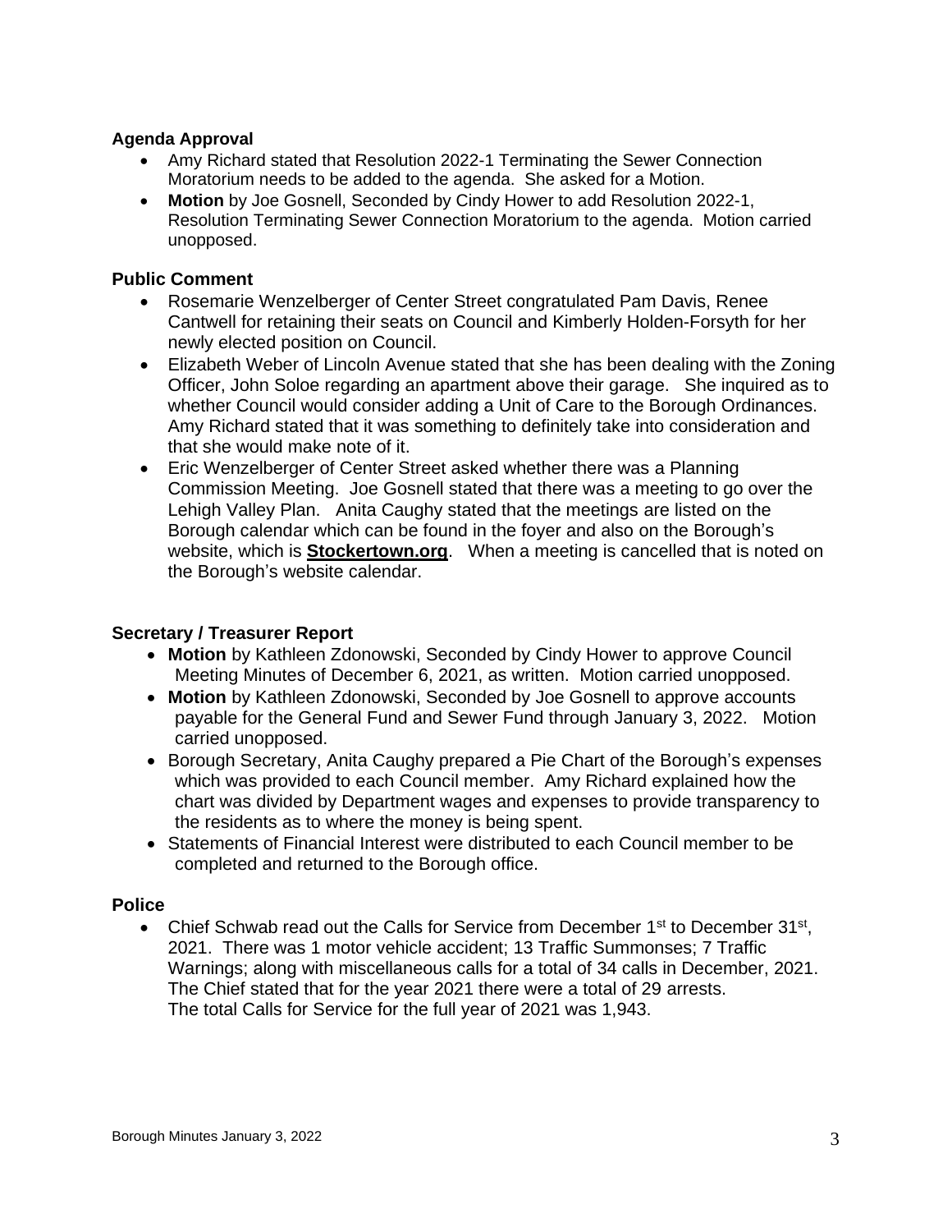**Agenda Approval**

- Amy Richard stated that Resolution 2022-1 Terminating the Sewer Connection Moratorium needs to be added to the agenda. She asked for a Motion.
- **Motion** by Joe Gosnell, Seconded by Cindy Hower to add Resolution 2022-1, Resolution Terminating Sewer Connection Moratorium to the agenda. Motion carried unopposed.

**Public Comment**

- Rosemarie Wenzelberger of Center Street congratulated Pam Davis, Renee Cantwell for retaining their seats on Council and Kimberly Holden-Forsyth for her newly elected position on Council.
- Elizabeth Weber of Lincoln Avenue stated that she has been dealing with the Zoning Officer, John Soloe regarding an apartment above their garage. She inquired as to whether Council would consider adding a Unit of Care to the Borough Ordinances. Amy Richard stated that it was something to definitely take into consideration and that she would make note of it.
- Eric Wenzelberger of Center Street asked whether there was a Planning Commission Meeting. Joe Gosnell stated that there was a meeting to go over the Lehigh Valley Plan. Anita Caughy stated that the meetings are listed on the Borough calendar which can be found in the foyer and also on the Borough's website, which is **Stockertown.org**. When a meeting is cancelled that is noted on the Borough's website calendar.

**Secretary / Treasurer Report**

- **Motion** by Kathleen Zdonowski, Seconded by Cindy Hower to approve Council Meeting Minutes of December 6, 2021, as written. Motion carried unopposed.
- **Motion** by Kathleen Zdonowski, Seconded by Joe Gosnell to approve accounts payable for the General Fund and Sewer Fund through January 3, 2022. Motion carried unopposed.
- Borough Secretary, Anita Caughy prepared a Pie Chart of the Borough's expenses which was provided to each Council member. Amy Richard explained how the chart was divided by Department wages and expenses to provide transparency to the residents as to where the money is being spent.
- Statements of Financial Interest were distributed to each Council member to be completed and returned to the Borough office.

**Police**

- Chief Schwab read out the Calls for Service from December 1st to December 31st, 2021. There was 1 motor vehicle accident; 13 Traffic Summonses; 7 Traffic Warnings; along with miscellaneous calls for a total of 34 calls in December, 2021. The Chief stated that for the year 2021 there were a total of 29 arrests. The total Calls for Service for the full year of 2021 was 1,943.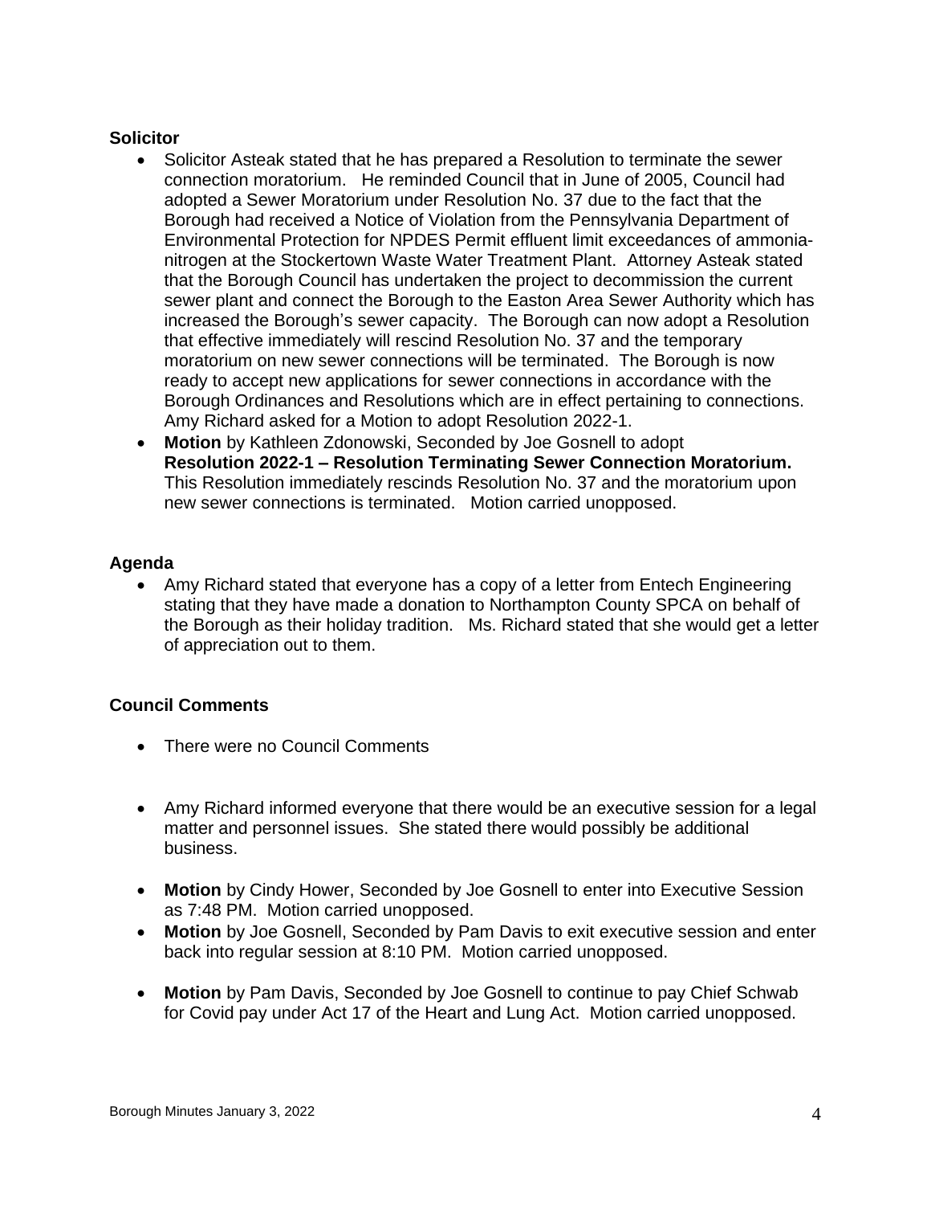### Solicitor

- Solicitor Asteak stated that he has prepared a Resolution to terminate the sewer connection moratorium. He reminded Council that in June of 2005, Council had adopted a Sewer Moratorium under Resolution No. 37 due to the fact that the Borough had received a Notice of Violation from the Pennsylvania Department of Environmental Protection for NPDES Permit effluent limit exceedances of ammonia-nitrogen at the Stockertown Waste Water Treatment Plant. Attorney Asteak stated that the Borough Council has undertaken the project to decommission the current sewer plant and connect the Borough to the Easton Area Sewer Authority which has increased the Borough's sewer capacity. The Borough can now adopt a Resolution that effective immediately will rescind Resolution No. 37 and the temporary moratorium on new sewer connections will be terminated. The Borough is now ready to accept new applications for sewer connections in accordance with the Borough Ordinances and Resolutions which are in effect pertaining to connections. Amy Richard asked for a Motion to adopt Resolution 2022-1.
- **Motion** by Kathleen Zdonowski, Seconded by Joe Gosnell to adopt **Resolution 2022-1 – Resolution Terminating Sewer Connection Moratorium.** This Resolution immediately rescinds Resolution No. 37 and the moratorium upon new sewer connections is terminated. Motion carried unopposed.

### Agenda

- Amy Richard stated that everyone has a copy of a letter from Entech Engineering stating that they have made a donation to Northampton County SPCA on behalf of the Borough as their holiday tradition. Ms. Richard stated that she would get a letter of appreciation out to them.

### Council Comments

- There were no Council Comments

- Amy Richard informed everyone that there would be an executive session for a legal matter and personnel issues. She stated there would possibly be additional business.

- **Motion** by Cindy Hower, Seconded by Joe Gosnell to enter into Executive Session as 7:48 PM. Motion carried unopposed.
- **Motion** by Joe Gosnell, Seconded by Pam Davis to exit executive session and enter back into regular session at 8:10 PM. Motion carried unopposed.

- **Motion** by Pam Davis, Seconded by Joe Gosnell to continue to pay Chief Schwab for Covid pay under Act 17 of the Heart and Lung Act. Motion carried unopposed.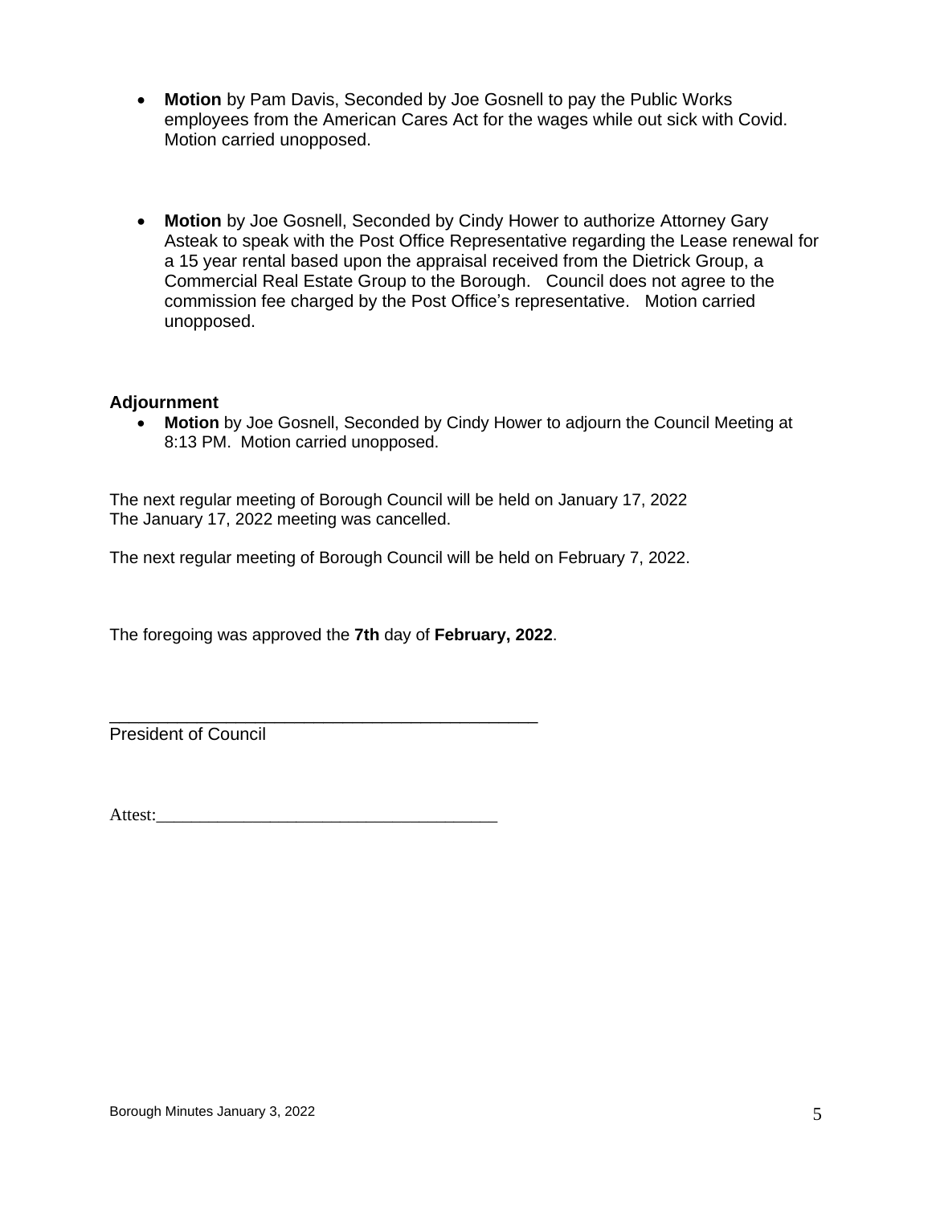- **Motion** by Pam Davis, Seconded by Joe Gosnell to pay the Public Works employees from the American Cares Act for the wages while out sick with Covid. Motion carried unopposed.

- **Motion** by Joe Gosnell, Seconded by Cindy Hower to authorize Attorney Gary Asteak to speak with the Post Office Representative regarding the Lease renewal for a 15 year rental based upon the appraisal received from the Dietrick Group, a Commercial Real Estate Group to the Borough. Council does not agree to the commission fee charged by the Post Office's representative. Motion carried unopposed.

**Adjournment**

- **Motion** by Joe Gosnell, Seconded by Cindy Hower to adjourn the Council Meeting at 8:13 PM. Motion carried unopposed.

The next regular meeting of Borough Council will be held on January 17, 2022
The January 17, 2022 meeting was cancelled.

The next regular meeting of Borough Council will be held on February 7, 2022.

The foregoing was approved the **7th** day of **February, 2022**.

_______________________________________________
President of Council

Attest:______________________________________